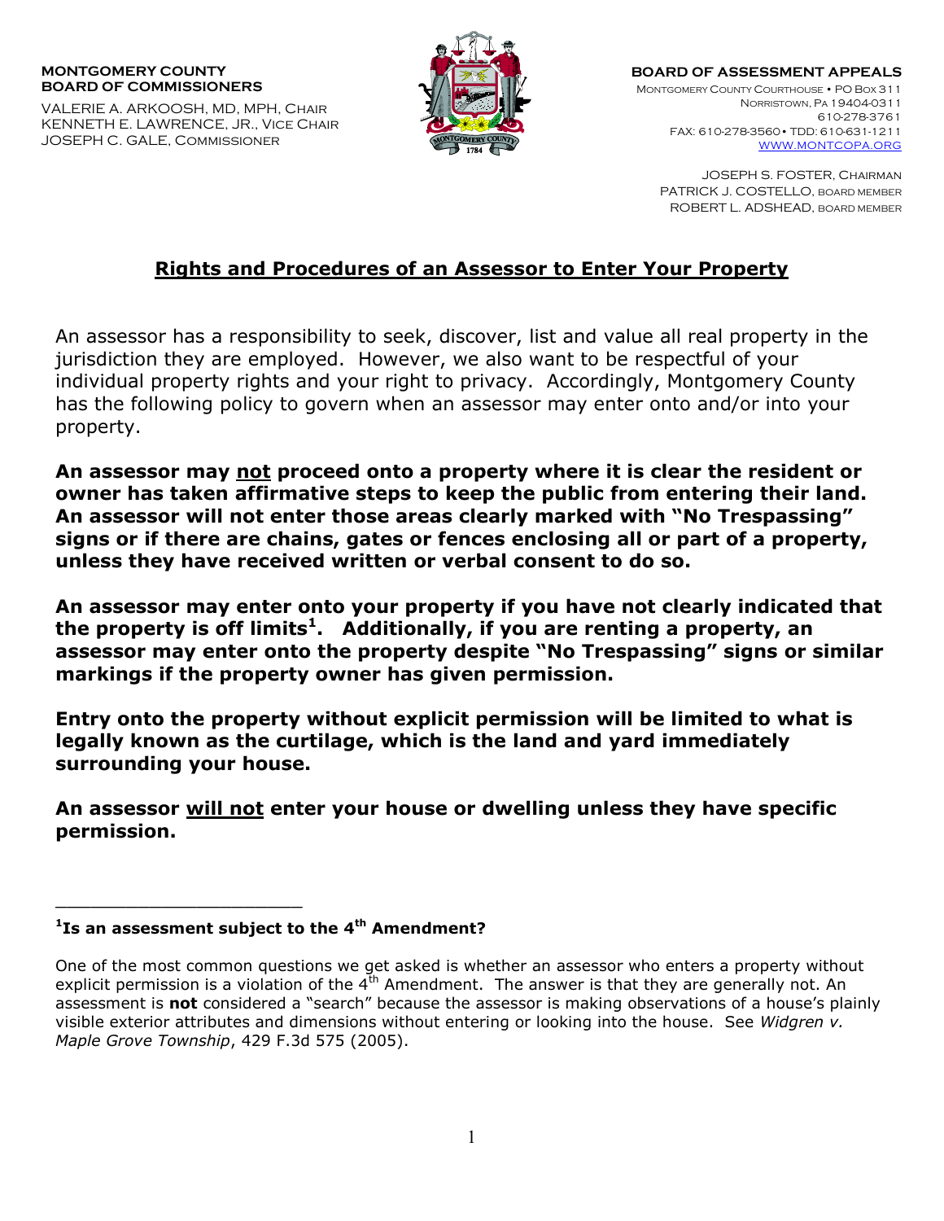**MONTGOMERY COUNTY**
**BOARD OF COMMISSIONERS**

VALERIE A. ARKOOSH, MD, MPH, CHAIR
KENNETH E. LAWRENCE, JR., VICE CHAIR
JOSEPH C. GALE, COMMISSIONER

**BOARD OF ASSESSMENT APPEALS**

MONTGOMERY COUNTY COURTHOUSE • PO BOX 311
NORRISTOWN, PA 19404-0311
610-278-3761
FAX: 610-278-3560 • TDD: 610-631-1211
WWW.MONTCOPA.ORG

JOSEPH S. FOSTER, CHAIRMAN
PATRICK J. COSTELLO, BOARD MEMBER
ROBERT L. ADSHEAD, BOARD MEMBER

# Rights and Procedures of an Assessor to Enter Your Property

An assessor has a responsibility to seek, discover, list and value all real property in the jurisdiction they are employed. However, we also want to be respectful of your individual property rights and your right to privacy. Accordingly, Montgomery County has the following policy to govern when an assessor may enter onto and/or into your property.

**An assessor may not proceed onto a property where it is clear the resident or owner has taken affirmative steps to keep the public from entering their land. An assessor will not enter those areas clearly marked with "No Trespassing" signs or if there are chains, gates or fences enclosing all or part of a property, unless they have received written or verbal consent to do so.**

**An assessor may enter onto your property if you have not clearly indicated that the property is off limits[1]. Additionally, if you are renting a property, an assessor may enter onto the property despite "No Trespassing" signs or similar markings if the property owner has given permission.**

**Entry onto the property without explicit permission will be limited to what is legally known as the curtilage, which is the land and yard immediately surrounding your house.**

**An assessor will not enter your house or dwelling unless they have specific permission.**

---

**[1]Is an assessment subject to the 4th Amendment?**

One of the most common questions we get asked is whether an assessor who enters a property without explicit permission is a violation of the 4th Amendment. The answer is that they are generally not. An assessment is **not** considered a "search" because the assessor is making observations of a house's plainly visible exterior attributes and dimensions without entering or looking into the house. See *Widgren v. Maple Grove Township*, 429 F.3d 575 (2005).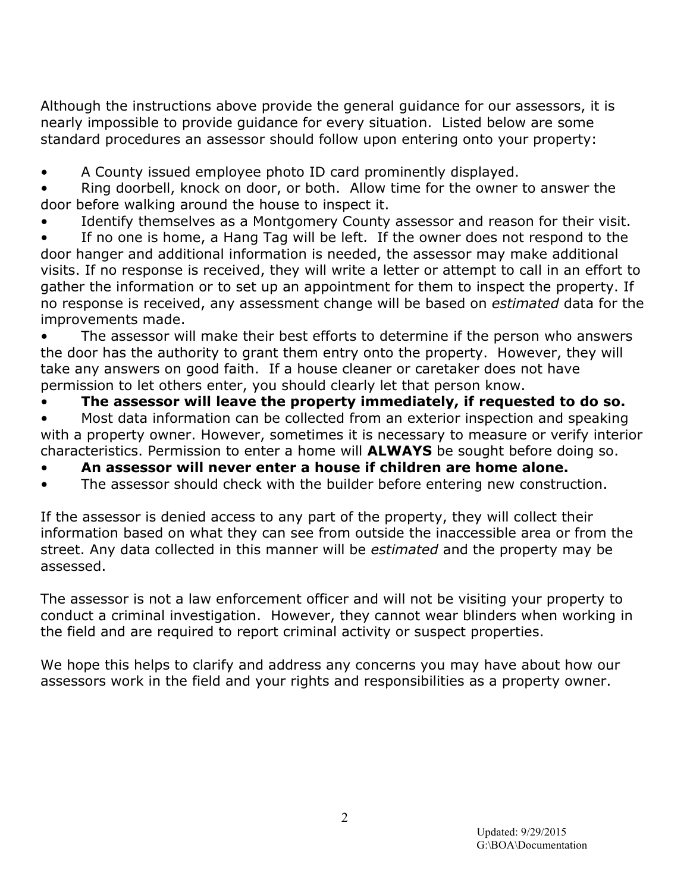Although the instructions above provide the general guidance for our assessors, it is nearly impossible to provide guidance for every situation. Listed below are some standard procedures an assessor should follow upon entering onto your property:

- A County issued employee photo ID card prominently displayed.
- Ring doorbell, knock on door, or both. Allow time for the owner to answer the door before walking around the house to inspect it.
- Identify themselves as a Montgomery County assessor and reason for their visit.
- If no one is home, a Hang Tag will be left. If the owner does not respond to the door hanger and additional information is needed, the assessor may make additional visits. If no response is received, they will write a letter or attempt to call in an effort to gather the information or to set up an appointment for them to inspect the property. If no response is received, any assessment change will be based on *estimated* data for the improvements made.
- The assessor will make their best efforts to determine if the person who answers the door has the authority to grant them entry onto the property. However, they will take any answers on good faith. If a house cleaner or caretaker does not have permission to let others enter, you should clearly let that person know.
- **The assessor will leave the property immediately, if requested to do so.**
- Most data information can be collected from an exterior inspection and speaking with a property owner. However, sometimes it is necessary to measure or verify interior characteristics. Permission to enter a home will **ALWAYS** be sought before doing so.
- **An assessor will never enter a house if children are home alone.**
- The assessor should check with the builder before entering new construction.

If the assessor is denied access to any part of the property, they will collect their information based on what they can see from outside the inaccessible area or from the street. Any data collected in this manner will be *estimated* and the property may be assessed.

The assessor is not a law enforcement officer and will not be visiting your property to conduct a criminal investigation. However, they cannot wear blinders when working in the field and are required to report criminal activity or suspect properties.

We hope this helps to clarify and address any concerns you may have about how our assessors work in the field and your rights and responsibilities as a property owner.

Updated: 9/29/2015
G:\BOA\Documentation